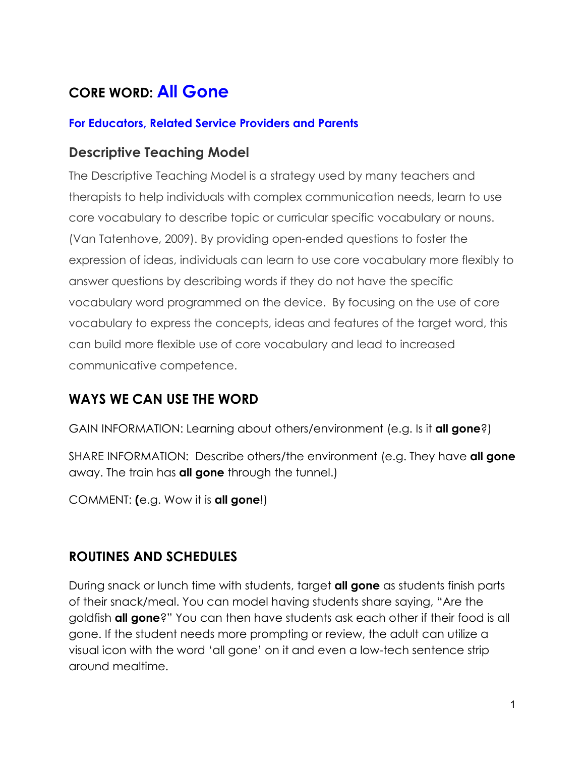# CORE WORD: All Gone

**For Educators, Related Service Providers and Parents**

## Descriptive Teaching Model

The Descriptive Teaching Model is a strategy used by many teachers and therapists to help individuals with complex communication needs, learn to use core vocabulary to describe topic or curricular specific vocabulary or nouns. (Van Tatenhove, 2009). By providing open-ended questions to foster the expression of ideas, individuals can learn to use core vocabulary more flexibly to answer questions by describing words if they do not have the specific vocabulary word programmed on the device. By focusing on the use of core vocabulary to express the concepts, ideas and features of the target word, this can build more flexible use of core vocabulary and lead to increased communicative competence.

## WAYS WE CAN USE THE WORD

GAIN INFORMATION: Learning about others/environment (e.g. Is it **all gone**?)

SHARE INFORMATION: Describe others/the environment (e.g. They have **all gone** away. The train has **all gone** through the tunnel.)

COMMENT: **(**e.g. Wow it is **all gone**!)

## ROUTINES AND SCHEDULES

During snack or lunch time with students, target **all gone** as students finish parts of their snack/meal. You can model having students share saying, "Are the goldfish **all gone**?" You can then have students ask each other if their food is all gone. If the student needs more prompting or review, the adult can utilize a visual icon with the word 'all gone' on it and even a low-tech sentence strip around mealtime.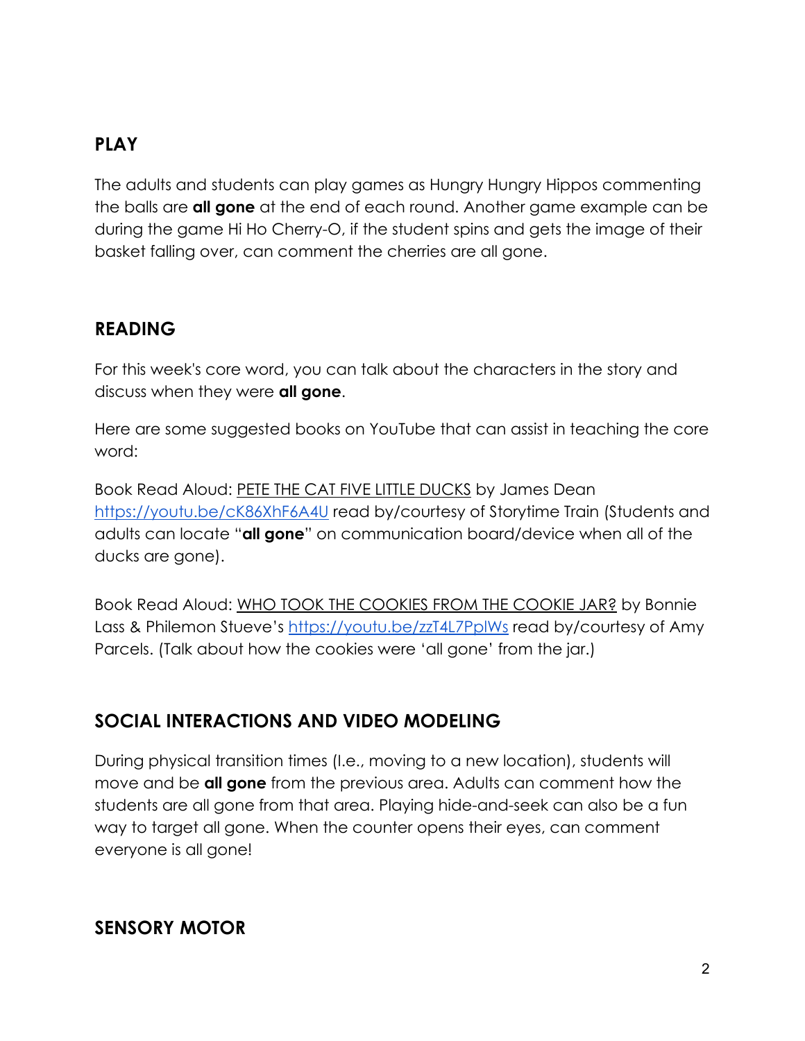## PLAY

The adults and students can play games as Hungry Hungry Hippos commenting the balls are **all gone** at the end of each round. Another game example can be during the game Hi Ho Cherry-O, if the student spins and gets the image of their basket falling over, can comment the cherries are all gone.

## READING

For this week's core word, you can talk about the characters in the story and discuss when they were **all gone**.

Here are some suggested books on YouTube that can assist in teaching the core word:

Book Read Aloud: PETE THE CAT FIVE LITTLE DUCKS by James Dean https://youtu.be/cK86XhF6A4U read by/courtesy of Storytime Train (Students and adults can locate "**all gone**" on communication board/device when all of the ducks are gone).

Book Read Aloud: WHO TOOK THE COOKIES FROM THE COOKIE JAR? by Bonnie Lass & Philemon Stueve's https://youtu.be/zzT4L7PplWs read by/courtesy of Amy Parcels. (Talk about how the cookies were 'all gone' from the jar.)

## SOCIAL INTERACTIONS AND VIDEO MODELING

During physical transition times (I.e., moving to a new location), students will move and be **all gone** from the previous area. Adults can comment how the students are all gone from that area. Playing hide-and-seek can also be a fun way to target all gone. When the counter opens their eyes, can comment everyone is all gone!

## SENSORY MOTOR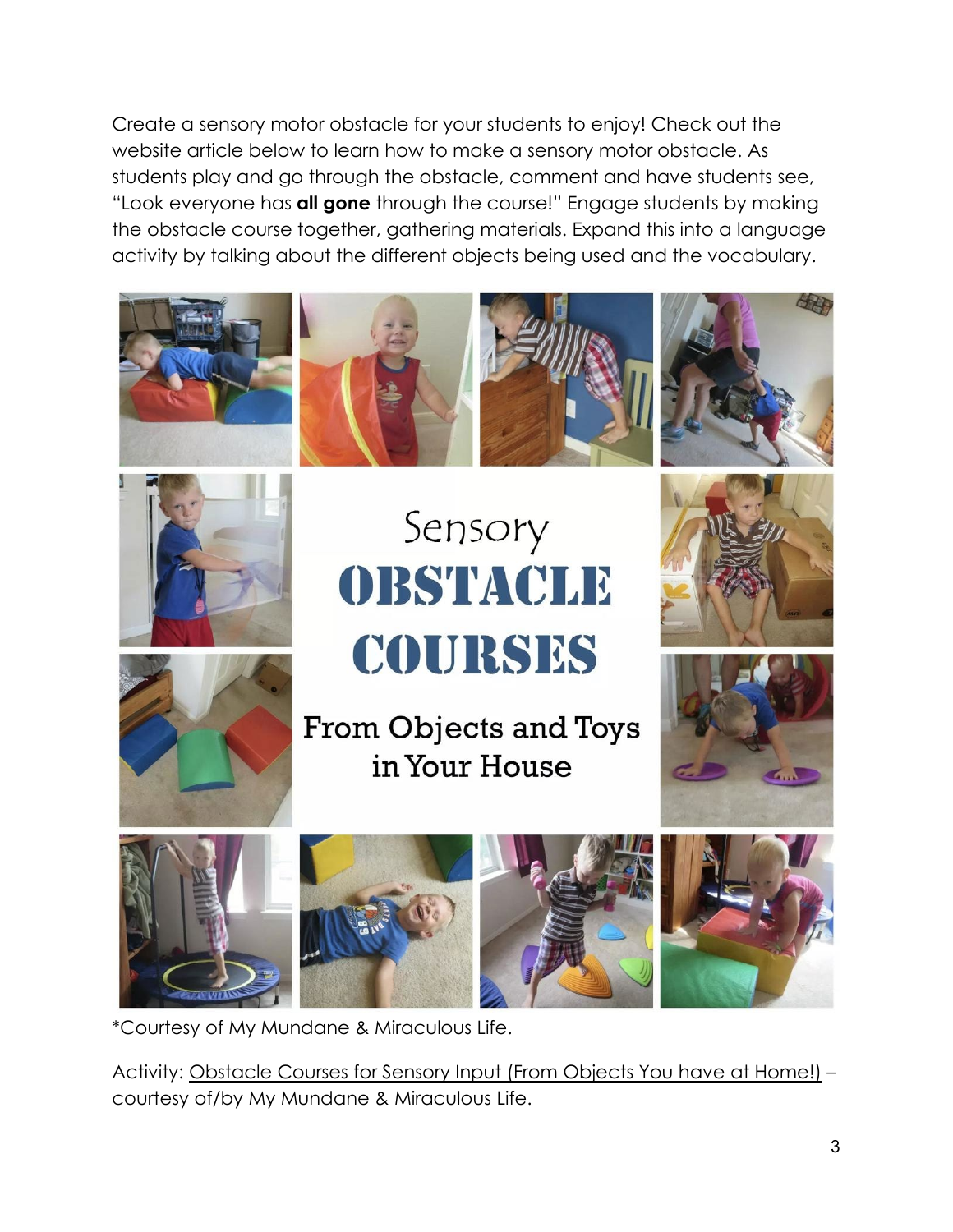Create a sensory motor obstacle for your students to enjoy! Check out the website article below to learn how to make a sensory motor obstacle. As students play and go through the obstacle, comment and have students see, "Look everyone has **all gone** through the course!" Engage students by making the obstacle course together, gathering materials. Expand this into a language activity by talking about the different objects being used and the vocabulary.

*Courtesy of My Mundane & Miraculous Life.

Activity: Obstacle Courses for Sensory Input (From Objects You have at Home!) – courtesy of/by My Mundane & Miraculous Life.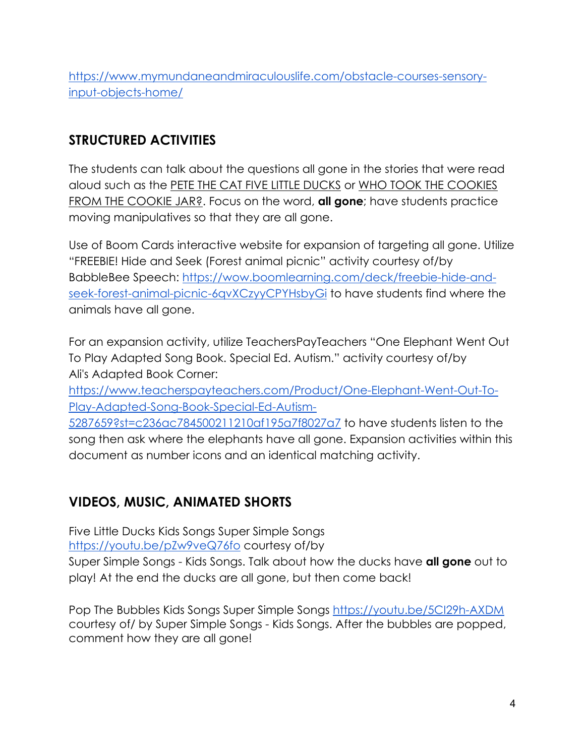[https://www.mymundaneandmiraculouslife.com/obstacle-courses-sensory-input-objects-home/](https://www.mymundaneandmiraculouslife.com/obstacle-courses-sensory-input-objects-home/)

## STRUCTURED ACTIVITIES

The students can talk about the questions all gone in the stories that were read aloud such as the PETE THE CAT FIVE LITTLE DUCKS or WHO TOOK THE COOKIES FROM THE COOKIE JAR?. Focus on the word, **all gone**; have students practice moving manipulatives so that they are all gone.

Use of Boom Cards interactive website for expansion of targeting all gone. Utilize "FREEBIE! Hide and Seek (Forest animal picnic" activity courtesy of/by BabbleBee Speech: [https://wow.boomlearning.com/deck/freebie-hide-and-seek-forest-animal-picnic-6qvXCzyyCPYHsbyGi](https://wow.boomlearning.com/deck/freebie-hide-and-seek-forest-animal-picnic-6qvXCzyyCPYHsbyGi) to have students find where the animals have all gone.

For an expansion activity, utilize TeachersPayTeachers "One Elephant Went Out To Play Adapted Song Book. Special Ed. Autism." activity courtesy of/by Ali's Adapted Book Corner: [https://www.teacherspayteachers.com/Product/One-Elephant-Went-Out-To-Play-Adapted-Song-Book-Special-Ed-Autism-5287659?st=c236ac784500211210af195a7f8027a7](https://www.teacherspayteachers.com/Product/One-Elephant-Went-Out-To-Play-Adapted-Song-Book-Special-Ed-Autism-5287659?st=c236ac784500211210af195a7f8027a7) to have students listen to the song then ask where the elephants have all gone. Expansion activities within this document as number icons and an identical matching activity.

## VIDEOS, MUSIC, ANIMATED SHORTS

Five Little Ducks Kids Songs Super Simple Songs [https://youtu.be/pZw9veQ76fo](https://youtu.be/pZw9veQ76fo) courtesy of/by Super Simple Songs - Kids Songs. Talk about how the ducks have **all gone** out to play! At the end the ducks are all gone, but then come back!

Pop The Bubbles Kids Songs Super Simple Songs [https://youtu.be/5CI29h-AXDM](https://youtu.be/5CI29h-AXDM) courtesy of/ by Super Simple Songs - Kids Songs. After the bubbles are popped, comment how they are all gone!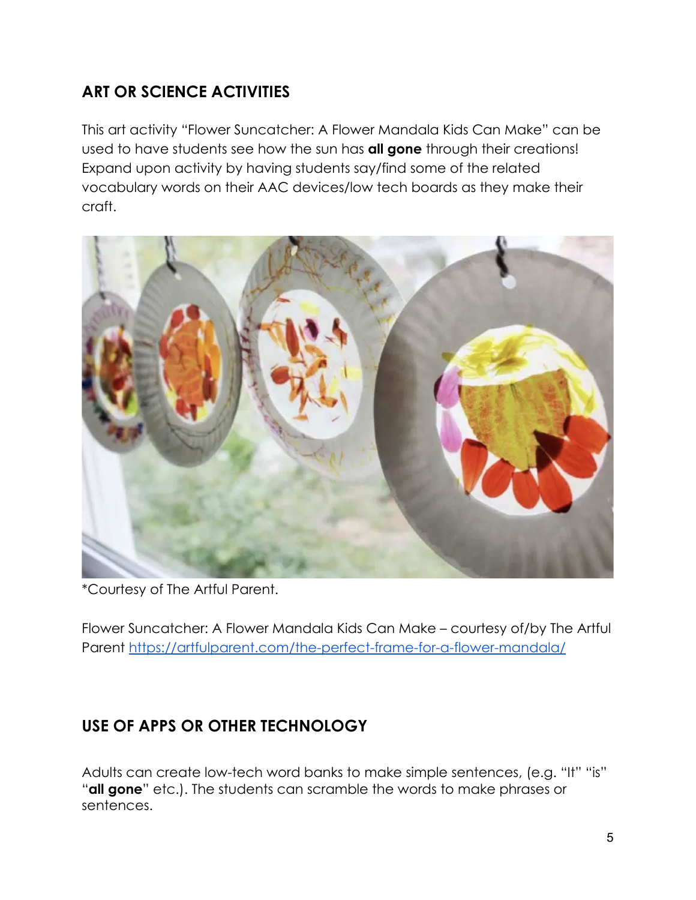## ART OR SCIENCE ACTIVITIES

This art activity "Flower Suncatcher: A Flower Mandala Kids Can Make" can be used to have students see how the sun has **all gone** through their creations! Expand upon activity by having students say/find some of the related vocabulary words on their AAC devices/low tech boards as they make their craft.

*Courtesy of The Artful Parent.

Flower Suncatcher: A Flower Mandala Kids Can Make – courtesy of/by The Artful Parent [https://artfulparent.com/the-perfect-frame-for-a-flower-mandala/](https://artfulparent.com/the-perfect-frame-for-a-flower-mandala/)

## USE OF APPS OR OTHER TECHNOLOGY

Adults can create low-tech word banks to make simple sentences, (e.g. "It" "is" "**all gone**" etc.). The students can scramble the words to make phrases or sentences.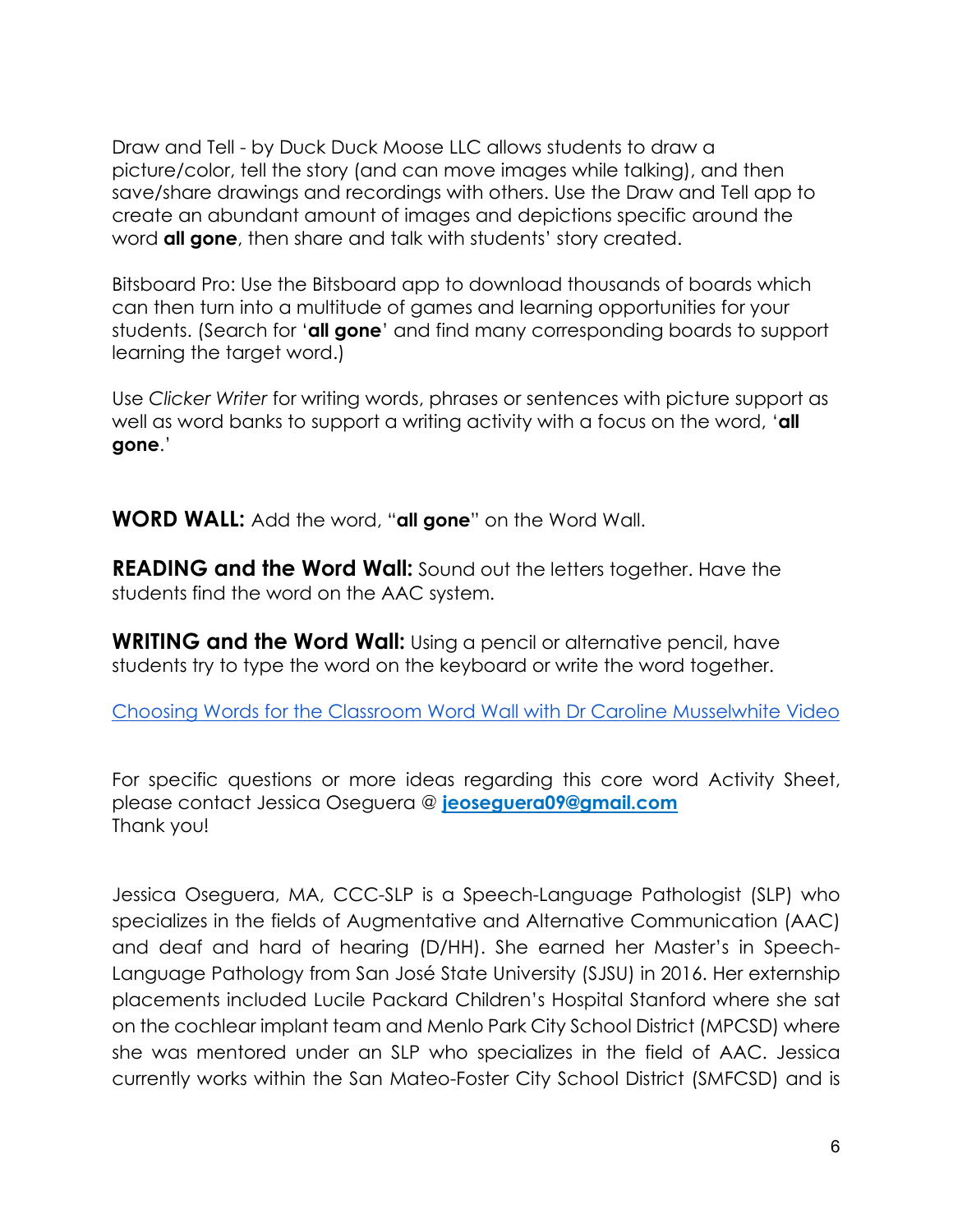Draw and Tell - by Duck Duck Moose LLC allows students to draw a picture/color, tell the story (and can move images while talking), and then save/share drawings and recordings with others. Use the Draw and Tell app to create an abundant amount of images and depictions specific around the word **all gone**, then share and talk with students' story created.

Bitsboard Pro: Use the Bitsboard app to download thousands of boards which can then turn into a multitude of games and learning opportunities for your students. (Search for '**all gone**' and find many corresponding boards to support learning the target word.)

Use *Clicker Writer* for writing words, phrases or sentences with picture support as well as word banks to support a writing activity with a focus on the word, '**all gone**.'

**WORD WALL:** Add the word, "**all gone**" on the Word Wall.

**READING and the Word Wall:** Sound out the letters together. Have the students find the word on the AAC system.

**WRITING and the Word Wall:** Using a pencil or alternative pencil, have students try to type the word on the keyboard or write the word together.

Choosing Words for the Classroom Word Wall with Dr Caroline Musselwhite Video

For specific questions or more ideas regarding this core word Activity Sheet, please contact Jessica Oseguera @ **jeoseguera09@gmail.com**
Thank you!

Jessica Oseguera, MA, CCC-SLP is a Speech-Language Pathologist (SLP) who specializes in the fields of Augmentative and Alternative Communication (AAC) and deaf and hard of hearing (D/HH). She earned her Master's in Speech-Language Pathology from San José State University (SJSU) in 2016. Her externship placements included Lucile Packard Children's Hospital Stanford where she sat on the cochlear implant team and Menlo Park City School District (MPCSD) where she was mentored under an SLP who specializes in the field of AAC. Jessica currently works within the San Mateo-Foster City School District (SMFCSD) and is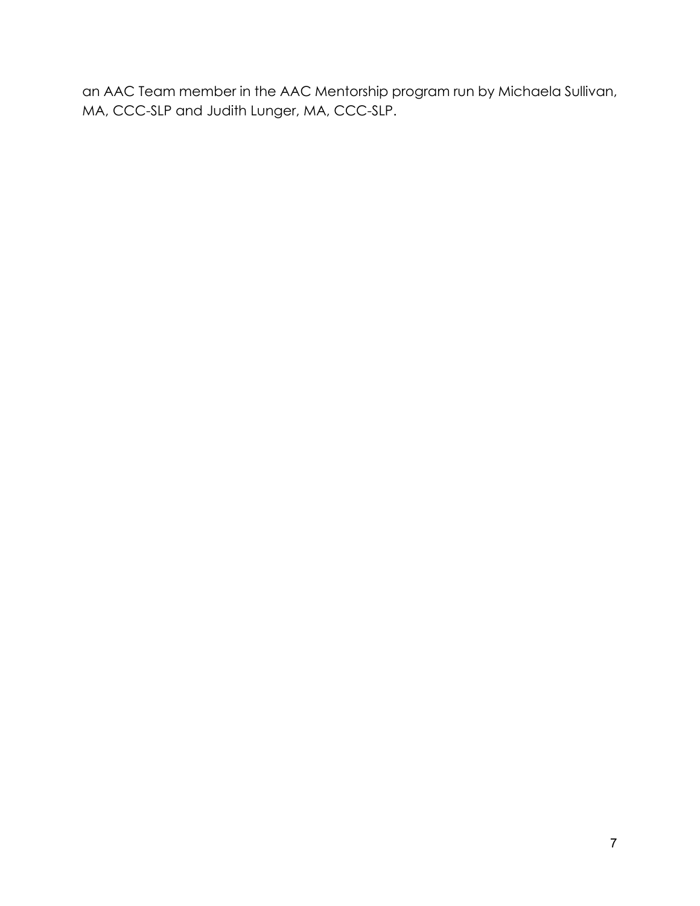an AAC Team member in the AAC Mentorship program run by Michaela Sullivan, MA, CCC-SLP and Judith Lunger, MA, CCC-SLP.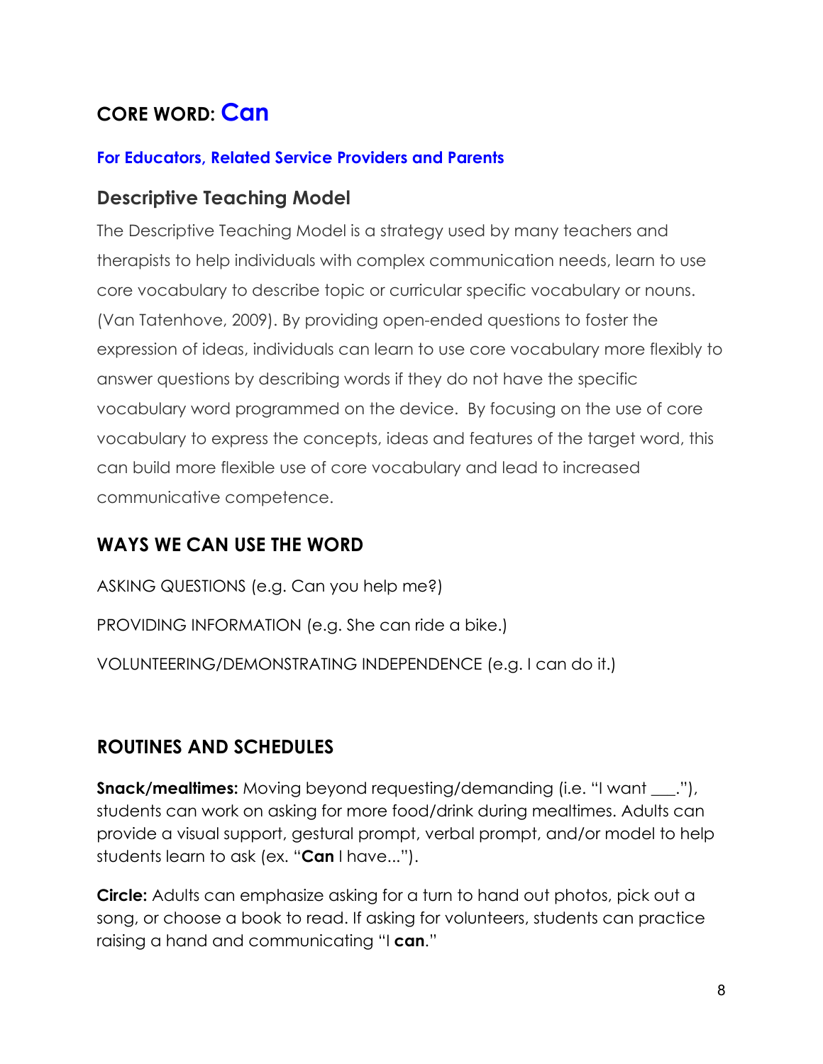## CORE WORD: Can

**For Educators, Related Service Providers and Parents**

### Descriptive Teaching Model

The Descriptive Teaching Model is a strategy used by many teachers and therapists to help individuals with complex communication needs, learn to use core vocabulary to describe topic or curricular specific vocabulary or nouns. (Van Tatenhove, 2009). By providing open-ended questions to foster the expression of ideas, individuals can learn to use core vocabulary more flexibly to answer questions by describing words if they do not have the specific vocabulary word programmed on the device. By focusing on the use of core vocabulary to express the concepts, ideas and features of the target word, this can build more flexible use of core vocabulary and lead to increased communicative competence.

## WAYS WE CAN USE THE WORD

ASKING QUESTIONS (e.g. Can you help me?)

PROVIDING INFORMATION (e.g. She can ride a bike.)

VOLUNTEERING/DEMONSTRATING INDEPENDENCE (e.g. I can do it.)

## ROUTINES AND SCHEDULES

**Snack/mealtimes:** Moving beyond requesting/demanding (i.e. "I want ___."), students can work on asking for more food/drink during mealtimes. Adults can provide a visual support, gestural prompt, verbal prompt, and/or model to help students learn to ask (ex. "**Can** I have...").

**Circle:** Adults can emphasize asking for a turn to hand out photos, pick out a song, or choose a book to read. If asking for volunteers, students can practice raising a hand and communicating "I **can**."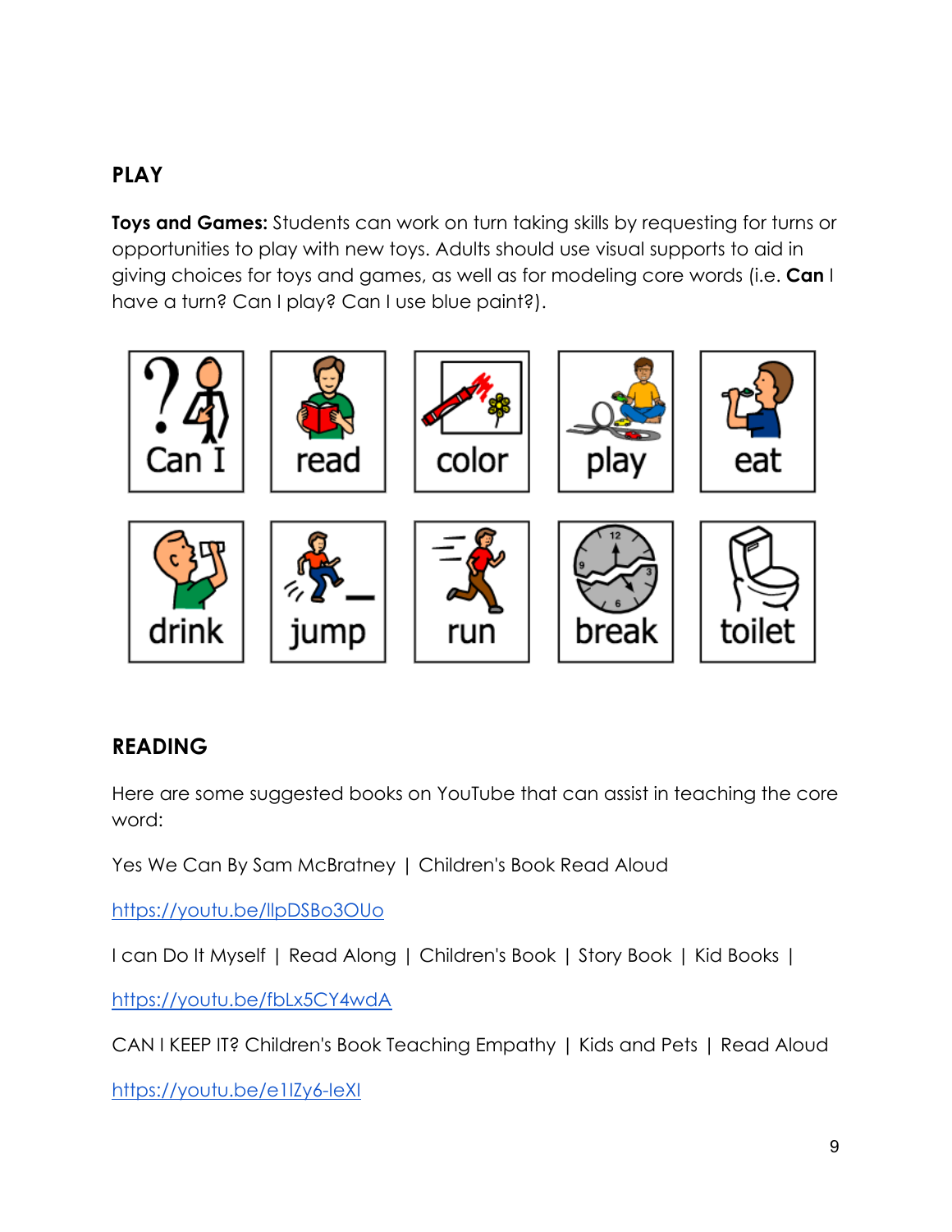## PLAY

**Toys and Games:** Students can work on turn taking skills by requesting for turns or opportunities to play with new toys. Adults should use visual supports to aid in giving choices for toys and games, as well as for modeling core words (i.e. **Can** I have a turn? Can I play? Can I use blue paint?).

| Can I | read | color | play | eat |
| --- | --- | --- | --- | --- |
| drink | jump | run | break | toilet |

## READING

Here are some suggested books on YouTube that can assist in teaching the core word:

Yes We Can By Sam McBratney | Children's Book Read Aloud

https://youtu.be/llpDSBo3OUo

I can Do It Myself | Read Along | Children's Book | Story Book | Kid Books |

https://youtu.be/fbLx5CY4wdA

CAN I KEEP IT? Children's Book Teaching Empathy | Kids and Pets | Read Aloud

https://youtu.be/e1IZy6-leXI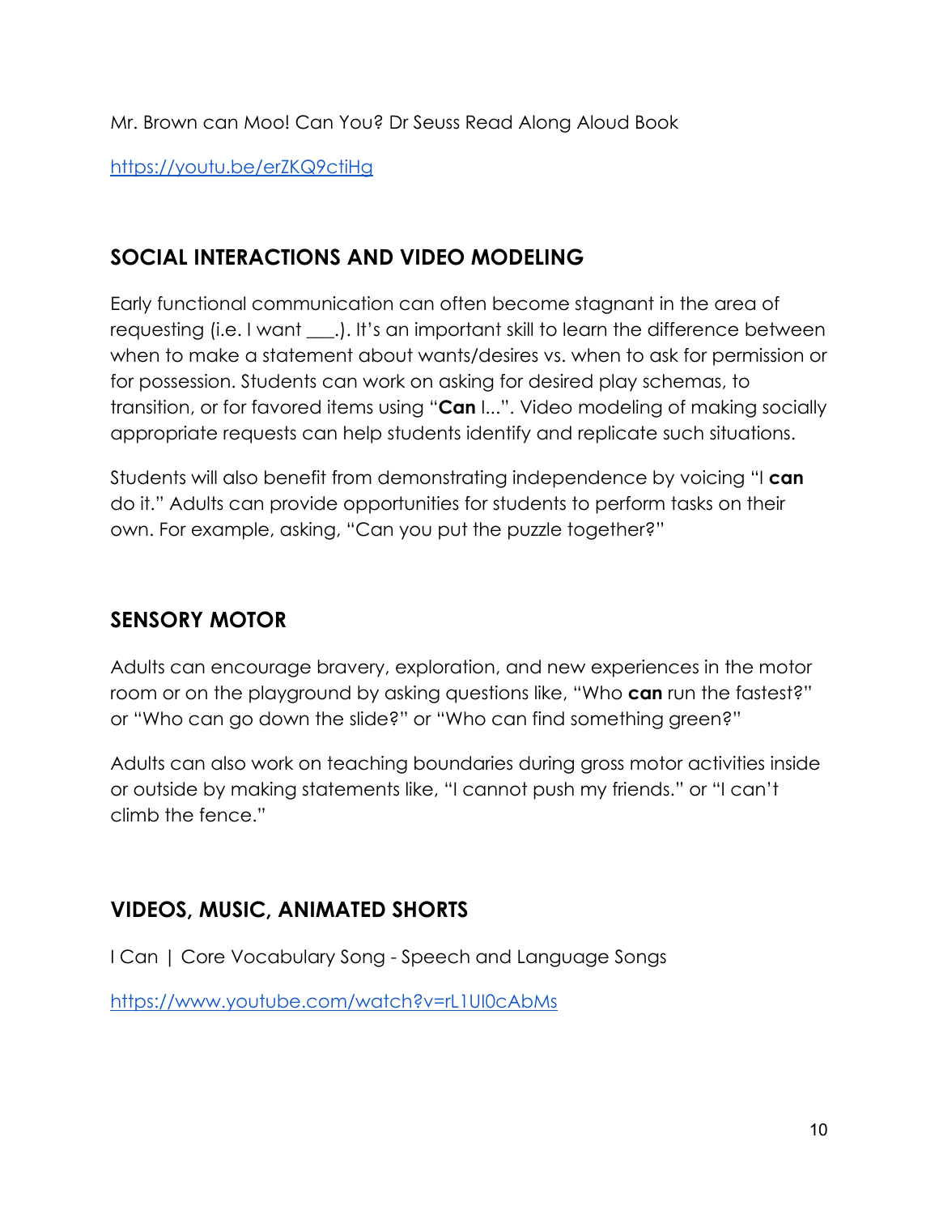Mr. Brown can Moo! Can You? Dr Seuss Read Along Aloud Book

https://youtu.be/erZKQ9ctiHg

## SOCIAL INTERACTIONS AND VIDEO MODELING

Early functional communication can often become stagnant in the area of requesting (i.e. I want ___.). It's an important skill to learn the difference between when to make a statement about wants/desires vs. when to ask for permission or for possession. Students can work on asking for desired play schemas, to transition, or for favored items using "**Can** I...". Video modeling of making socially appropriate requests can help students identify and replicate such situations.

Students will also benefit from demonstrating independence by voicing "I **can** do it." Adults can provide opportunities for students to perform tasks on their own. For example, asking, "Can you put the puzzle together?"

## SENSORY MOTOR

Adults can encourage bravery, exploration, and new experiences in the motor room or on the playground by asking questions like, "Who **can** run the fastest?" or "Who can go down the slide?" or "Who can find something green?"

Adults can also work on teaching boundaries during gross motor activities inside or outside by making statements like, "I cannot push my friends." or "I can't climb the fence."

## VIDEOS, MUSIC, ANIMATED SHORTS

I Can | Core Vocabulary Song - Speech and Language Songs

https://www.youtube.com/watch?v=rL1Ul0cAbMs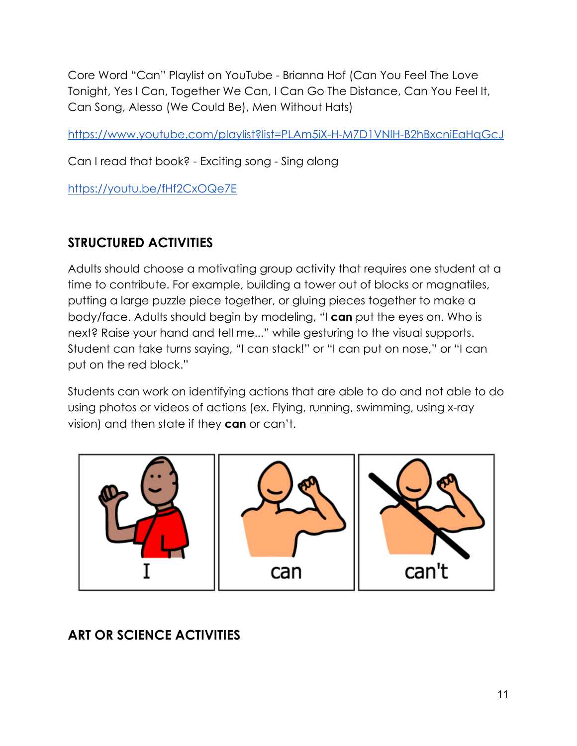Core Word "Can" Playlist on YouTube - Brianna Hof (Can You Feel The Love Tonight, Yes I Can, Together We Can, I Can Go The Distance, Can You Feel It, Can Song, Alesso (We Could Be), Men Without Hats)

https://www.youtube.com/playlist?list=PLAm5iX-H-M7D1VNlH-B2hBxcniEaHqGcJ

Can I read that book? - Exciting song - Sing along

https://youtu.be/fHf2CxOQe7E

## STRUCTURED ACTIVITIES

Adults should choose a motivating group activity that requires one student at a time to contribute. For example, building a tower out of blocks or magnatiles, putting a large puzzle piece together, or gluing pieces together to make a body/face. Adults should begin by modeling, "I **can** put the eyes on. Who is next? Raise your hand and tell me..." while gesturing to the visual supports. Student can take turns saying, "I can stack!" or "I can put on nose," or "I can put on the red block."

Students can work on identifying actions that are able to do and not able to do using photos or videos of actions (ex. Flying, running, swimming, using x-ray vision) and then state if they **can** or can't.

| I | can | can't |
|---|---|---|

## ART OR SCIENCE ACTIVITIES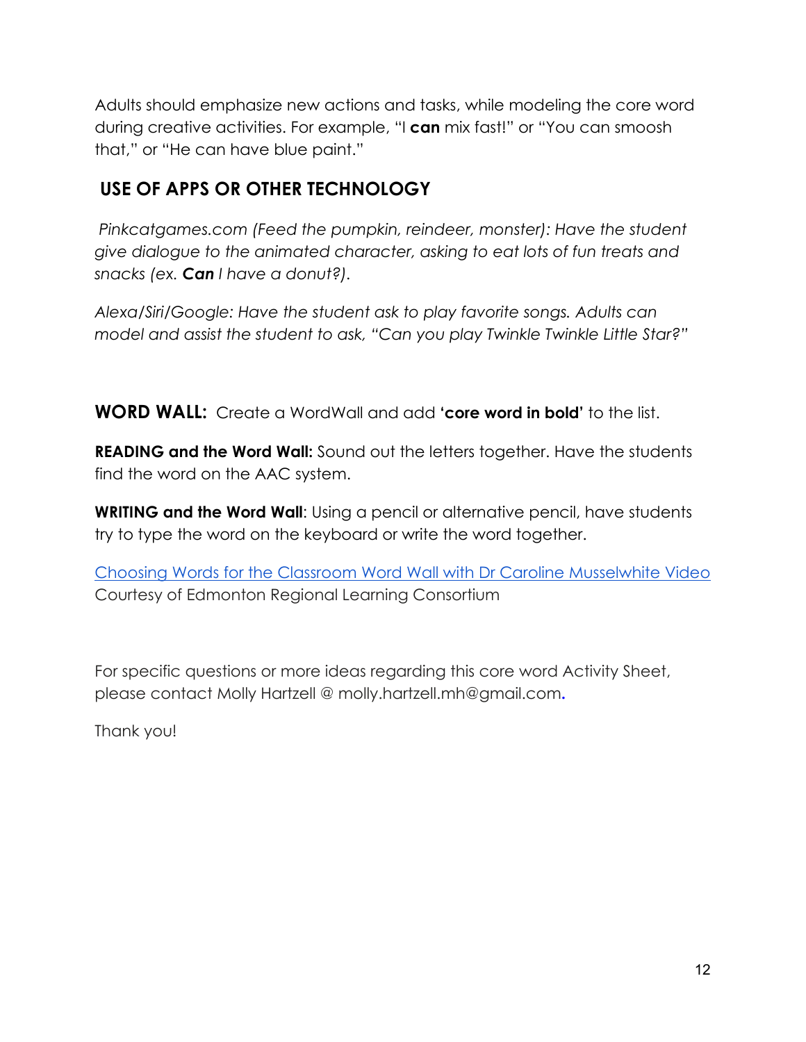Adults should emphasize new actions and tasks, while modeling the core word during creative activities. For example, "I **can** mix fast!" or "You can smoosh that," or "He can have blue paint."

## USE OF APPS OR OTHER TECHNOLOGY

*Pinkcatgames.com (Feed the pumpkin, reindeer, monster): Have the student give dialogue to the animated character, asking to eat lots of fun treats and snacks (ex.* ***Can*** *I have a donut?).*

*Alexa/Siri/Google: Have the student ask to play favorite songs. Adults can model and assist the student to ask, "Can you play Twinkle Twinkle Little Star?"*

**WORD WALL:** Create a WordWall and add **'core word in bold'** to the list.

**READING and the Word Wall:** Sound out the letters together. Have the students find the word on the AAC system.

**WRITING and the Word Wall**: Using a pencil or alternative pencil, have students try to type the word on the keyboard or write the word together.

Choosing Words for the Classroom Word Wall with Dr Caroline Musselwhite Video
Courtesy of Edmonton Regional Learning Consortium

For specific questions or more ideas regarding this core word Activity Sheet, please contact Molly Hartzell @ molly.hartzell.mh@gmail.com.

Thank you!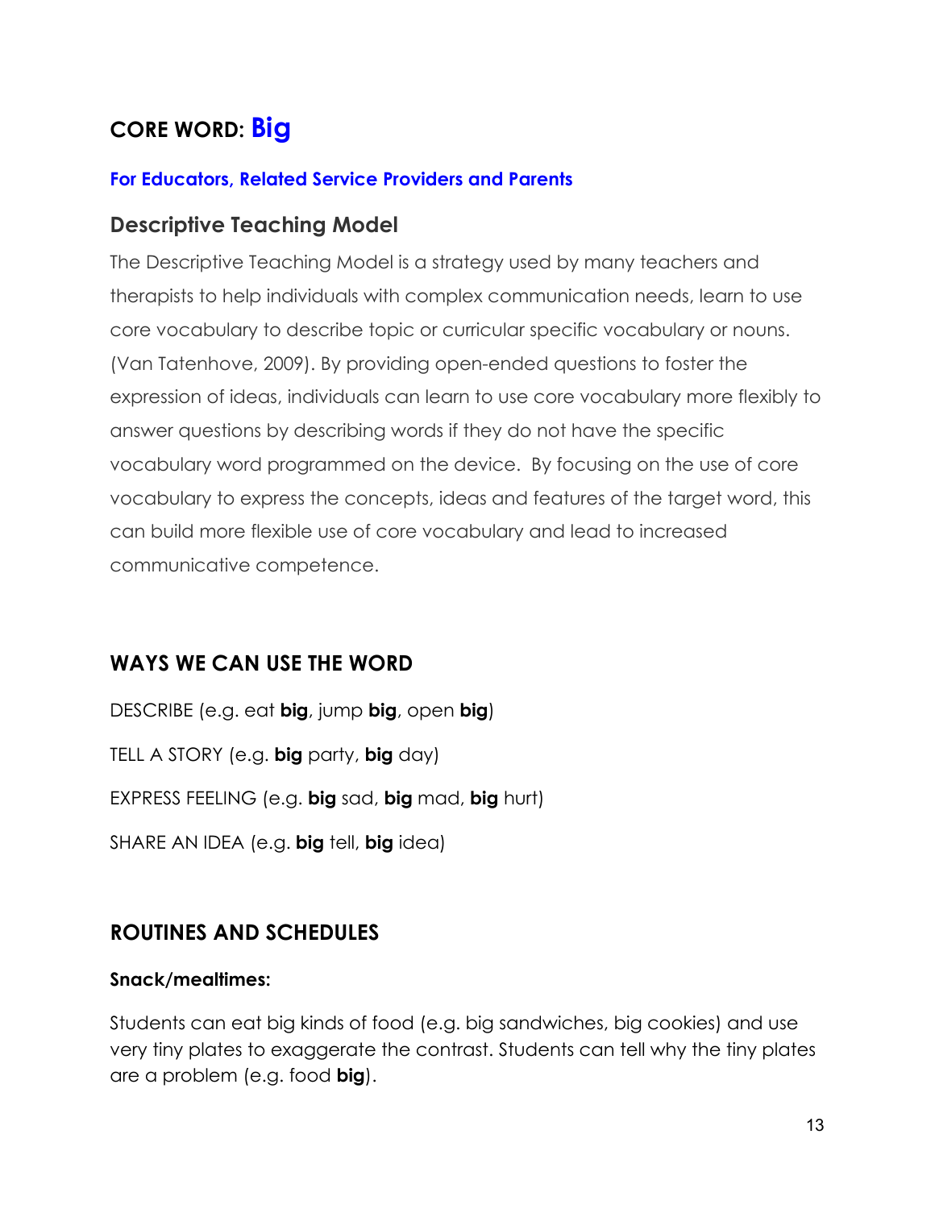## CORE WORD: Big

### For Educators, Related Service Providers and Parents

### Descriptive Teaching Model

The Descriptive Teaching Model is a strategy used by many teachers and therapists to help individuals with complex communication needs, learn to use core vocabulary to describe topic or curricular specific vocabulary or nouns. (Van Tatenhove, 2009). By providing open-ended questions to foster the expression of ideas, individuals can learn to use core vocabulary more flexibly to answer questions by describing words if they do not have the specific vocabulary word programmed on the device. By focusing on the use of core vocabulary to express the concepts, ideas and features of the target word, this can build more flexible use of core vocabulary and lead to increased communicative competence.

### WAYS WE CAN USE THE WORD

DESCRIBE (e.g. eat **big**, jump **big**, open **big**)

TELL A STORY (e.g. **big** party, **big** day)

EXPRESS FEELING (e.g. **big** sad, **big** mad, **big** hurt)

SHARE AN IDEA (e.g. **big** tell, **big** idea)

### ROUTINES AND SCHEDULES

**Snack/mealtimes:**

Students can eat big kinds of food (e.g. big sandwiches, big cookies) and use very tiny plates to exaggerate the contrast. Students can tell why the tiny plates are a problem (e.g. food **big**).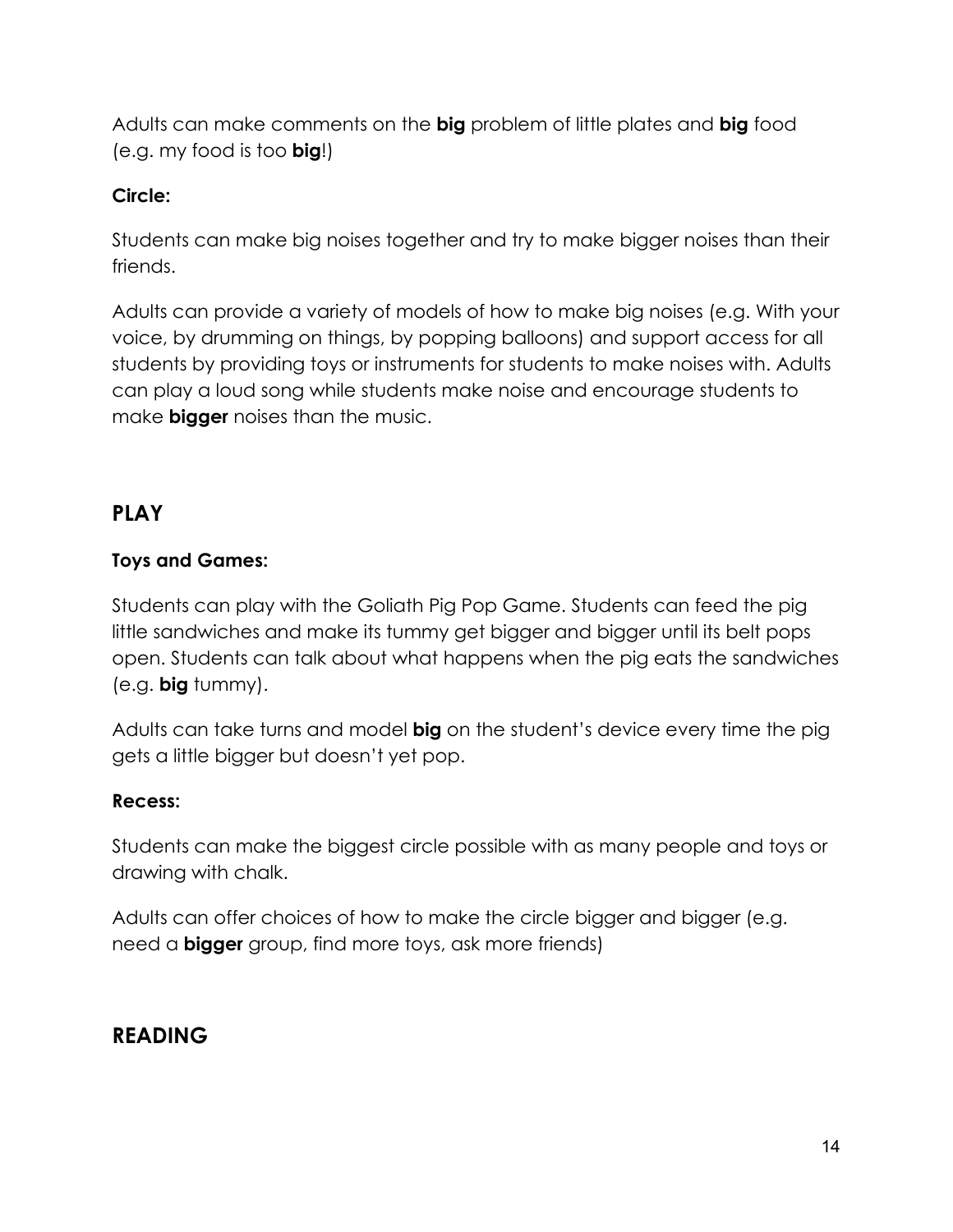Adults can make comments on the **big** problem of little plates and **big** food (e.g. my food is too **big**!)

**Circle:**

Students can make big noises together and try to make bigger noises than their friends.

Adults can provide a variety of models of how to make big noises (e.g. With your voice, by drumming on things, by popping balloons) and support access for all students by providing toys or instruments for students to make noises with. Adults can play a loud song while students make noise and encourage students to make **bigger** noises than the music.

## PLAY

**Toys and Games:**

Students can play with the Goliath Pig Pop Game. Students can feed the pig little sandwiches and make its tummy get bigger and bigger until its belt pops open. Students can talk about what happens when the pig eats the sandwiches (e.g. **big** tummy).

Adults can take turns and model **big** on the student's device every time the pig gets a little bigger but doesn't yet pop.

**Recess:**

Students can make the biggest circle possible with as many people and toys or drawing with chalk.

Adults can offer choices of how to make the circle bigger and bigger (e.g. need a **bigger** group, find more toys, ask more friends)

## READING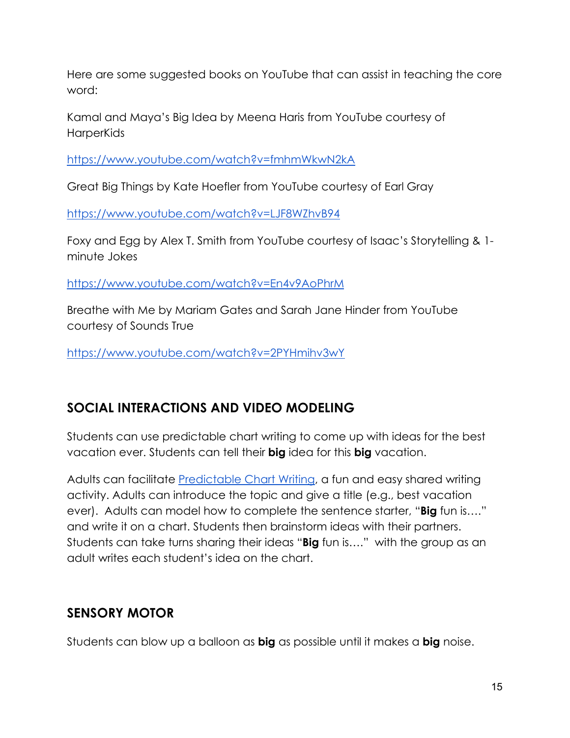Here are some suggested books on YouTube that can assist in teaching the core word:

Kamal and Maya's Big Idea by Meena Haris from YouTube courtesy of HarperKids

https://www.youtube.com/watch?v=fmhmWkwN2kA

Great Big Things by Kate Hoefler from YouTube courtesy of Earl Gray

https://www.youtube.com/watch?v=LJF8WZhvB94

Foxy and Egg by Alex T. Smith from YouTube courtesy of Isaac's Storytelling & 1-minute Jokes

https://www.youtube.com/watch?v=En4v9AoPhrM

Breathe with Me by Mariam Gates and Sarah Jane Hinder from YouTube courtesy of Sounds True

https://www.youtube.com/watch?v=2PYHmihv3wY

## SOCIAL INTERACTIONS AND VIDEO MODELING

Students can use predictable chart writing to come up with ideas for the best vacation ever. Students can tell their **big** idea for this **big** vacation.

Adults can facilitate [Predictable Chart Writing](), a fun and easy shared writing activity. Adults can introduce the topic and give a title (e.g., best vacation ever). Adults can model how to complete the sentence starter, "**Big** fun is…." and write it on a chart. Students then brainstorm ideas with their partners. Students can take turns sharing their ideas "**Big** fun is…." with the group as an adult writes each student's idea on the chart.

## SENSORY MOTOR

Students can blow up a balloon as **big** as possible until it makes a **big** noise.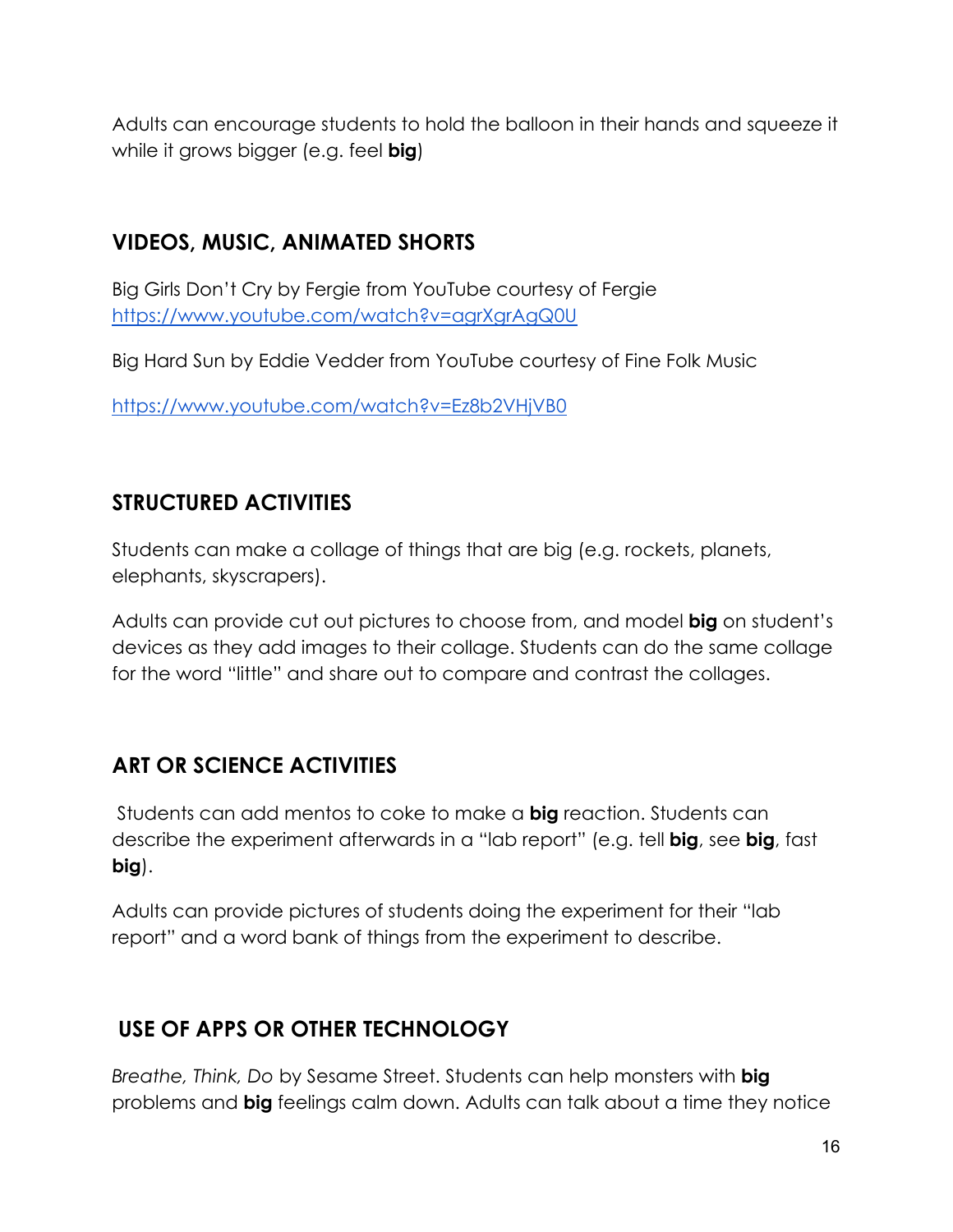Adults can encourage students to hold the balloon in their hands and squeeze it while it grows bigger (e.g. feel **big**)

## VIDEOS, MUSIC, ANIMATED SHORTS

Big Girls Don't Cry by Fergie from YouTube courtesy of Fergie
https://www.youtube.com/watch?v=agrXgrAgQ0U

Big Hard Sun by Eddie Vedder from YouTube courtesy of Fine Folk Music

https://www.youtube.com/watch?v=Ez8b2VHjVB0

## STRUCTURED ACTIVITIES

Students can make a collage of things that are big (e.g. rockets, planets, elephants, skyscrapers).

Adults can provide cut out pictures to choose from, and model **big** on student's devices as they add images to their collage. Students can do the same collage for the word "little" and share out to compare and contrast the collages.

## ART OR SCIENCE ACTIVITIES

Students can add mentos to coke to make a **big** reaction. Students can describe the experiment afterwards in a "lab report" (e.g. tell **big**, see **big**, fast **big**).

Adults can provide pictures of students doing the experiment for their "lab report" and a word bank of things from the experiment to describe.

## USE OF APPS OR OTHER TECHNOLOGY

*Breathe, Think, Do* by Sesame Street. Students can help monsters with **big** problems and **big** feelings calm down. Adults can talk about a time they notice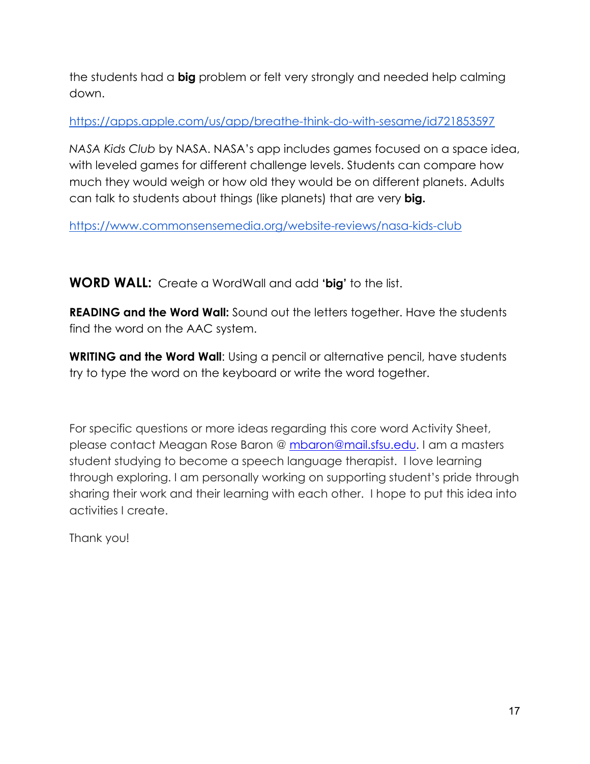the students had a **big** problem or felt very strongly and needed help calming down.

https://apps.apple.com/us/app/breathe-think-do-with-sesame/id721853597

*NASA Kids Club* by NASA. NASA's app includes games focused on a space idea, with leveled games for different challenge levels. Students can compare how much they would weigh or how old they would be on different planets. Adults can talk to students about things (like planets) that are very **big.**

https://www.commonsensemedia.org/website-reviews/nasa-kids-club

**WORD WALL:** Create a WordWall and add **'big'** to the list.

**READING and the Word Wall:** Sound out the letters together. Have the students find the word on the AAC system.

**WRITING and the Word Wall**: Using a pencil or alternative pencil, have students try to type the word on the keyboard or write the word together.

For specific questions or more ideas regarding this core word Activity Sheet, please contact Meagan Rose Baron @ mbaron@mail.sfsu.edu. I am a masters student studying to become a speech language therapist. I love learning through exploring. I am personally working on supporting student's pride through sharing their work and their learning with each other. I hope to put this idea into activities I create.

Thank you!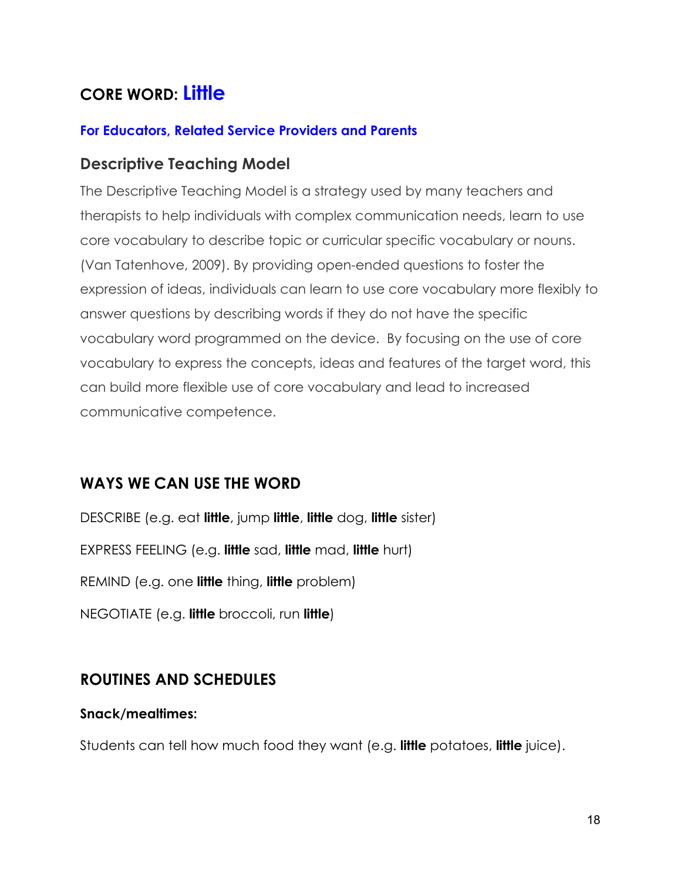## CORE WORD: Little

**For Educators, Related Service Providers and Parents**

### Descriptive Teaching Model

The Descriptive Teaching Model is a strategy used by many teachers and therapists to help individuals with complex communication needs, learn to use core vocabulary to describe topic or curricular specific vocabulary or nouns. (Van Tatenhove, 2009). By providing open-ended questions to foster the expression of ideas, individuals can learn to use core vocabulary more flexibly to answer questions by describing words if they do not have the specific vocabulary word programmed on the device. By focusing on the use of core vocabulary to express the concepts, ideas and features of the target word, this can build more flexible use of core vocabulary and lead to increased communicative competence.

### WAYS WE CAN USE THE WORD

DESCRIBE (e.g. eat **little**, jump **little**, **little** dog, **little** sister)

EXPRESS FEELING (e.g. **little** sad, **little** mad, **little** hurt)

REMIND (e.g. one **little** thing, **little** problem)

NEGOTIATE (e.g. **little** broccoli, run **little**)

### ROUTINES AND SCHEDULES

**Snack/mealtimes:**

Students can tell how much food they want (e.g. **little** potatoes, **little** juice).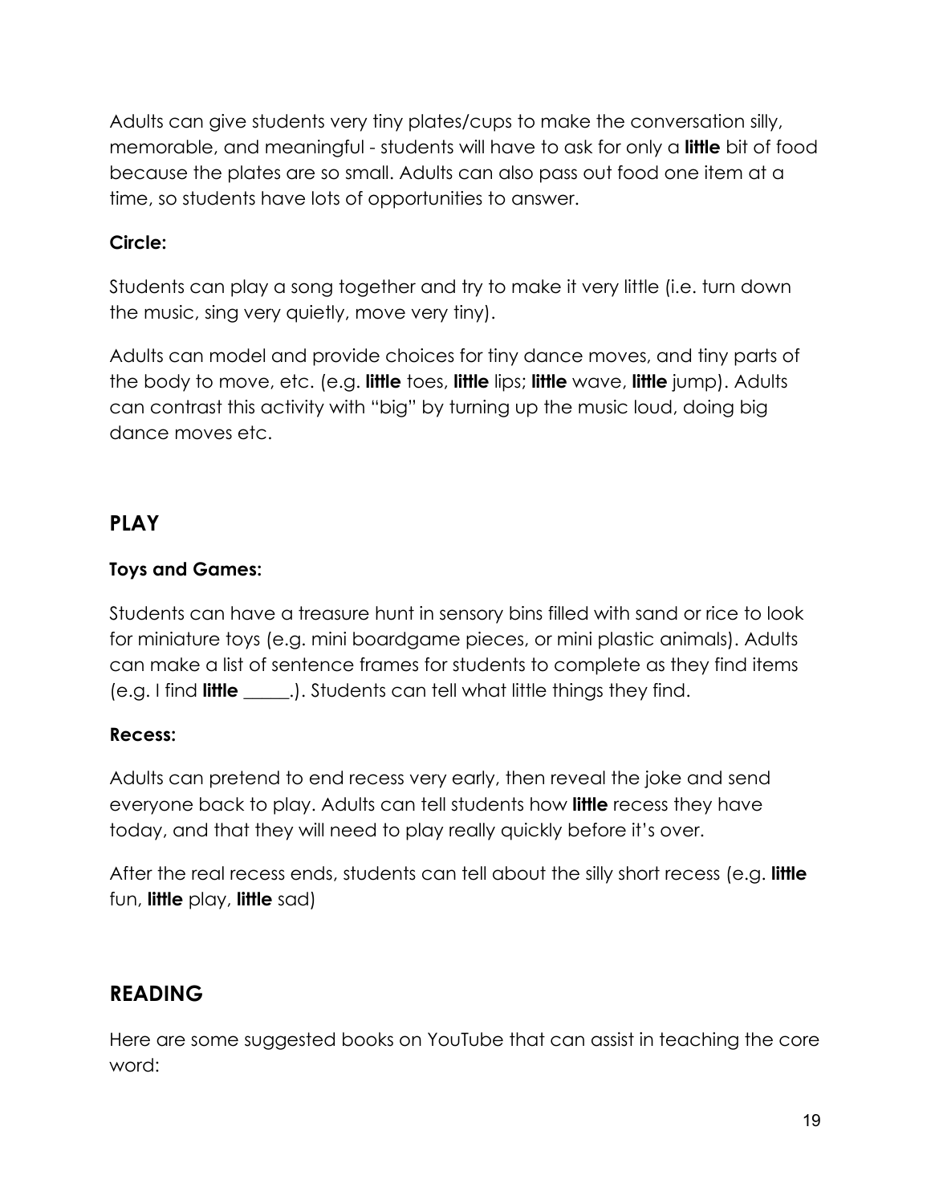Adults can give students very tiny plates/cups to make the conversation silly, memorable, and meaningful - students will have to ask for only a **little** bit of food because the plates are so small. Adults can also pass out food one item at a time, so students have lots of opportunities to answer.

**Circle:**

Students can play a song together and try to make it very little (i.e. turn down the music, sing very quietly, move very tiny).

Adults can model and provide choices for tiny dance moves, and tiny parts of the body to move, etc. (e.g. **little** toes, **little** lips; **little** wave, **little** jump). Adults can contrast this activity with "big" by turning up the music loud, doing big dance moves etc.

## PLAY

**Toys and Games:**

Students can have a treasure hunt in sensory bins filled with sand or rice to look for miniature toys (e.g. mini boardgame pieces, or mini plastic animals). Adults can make a list of sentence frames for students to complete as they find items (e.g. I find **little** _____.). Students can tell what little things they find.

**Recess:**

Adults can pretend to end recess very early, then reveal the joke and send everyone back to play. Adults can tell students how **little** recess they have today, and that they will need to play really quickly before it's over.

After the real recess ends, students can tell about the silly short recess (e.g. **little** fun, **little** play, **little** sad)

## READING

Here are some suggested books on YouTube that can assist in teaching the core word: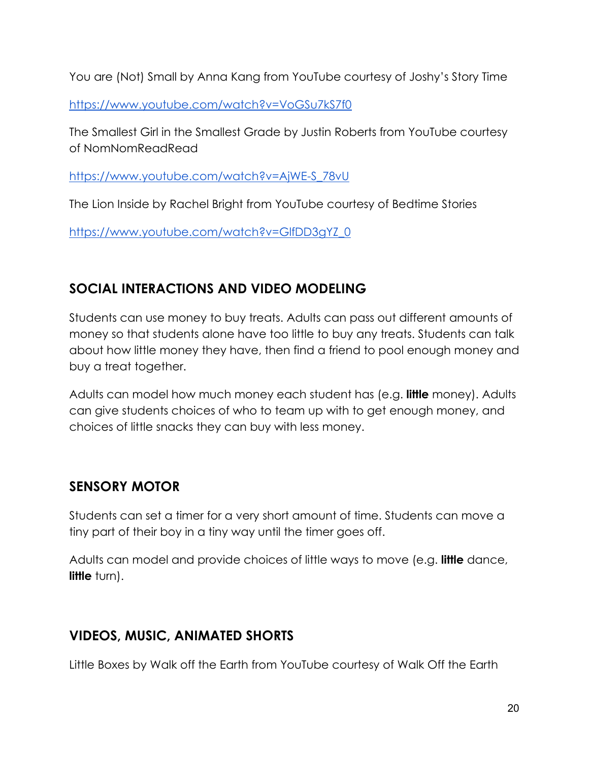You are (Not) Small by Anna Kang from YouTube courtesy of Joshy's Story Time

https://www.youtube.com/watch?v=VoGSu7kS7f0

The Smallest Girl in the Smallest Grade by Justin Roberts from YouTube courtesy of NomNomReadRead

https://www.youtube.com/watch?v=AjWE-S_78vU

The Lion Inside by Rachel Bright from YouTube courtesy of Bedtime Stories

https://www.youtube.com/watch?v=GlfDD3gYZ_0

## SOCIAL INTERACTIONS AND VIDEO MODELING

Students can use money to buy treats. Adults can pass out different amounts of money so that students alone have too little to buy any treats. Students can talk about how little money they have, then find a friend to pool enough money and buy a treat together.

Adults can model how much money each student has (e.g. **little** money). Adults can give students choices of who to team up with to get enough money, and choices of little snacks they can buy with less money.

## SENSORY MOTOR

Students can set a timer for a very short amount of time. Students can move a tiny part of their boy in a tiny way until the timer goes off.

Adults can model and provide choices of little ways to move (e.g. **little** dance, **little** turn).

## VIDEOS, MUSIC, ANIMATED SHORTS

Little Boxes by Walk off the Earth from YouTube courtesy of Walk Off the Earth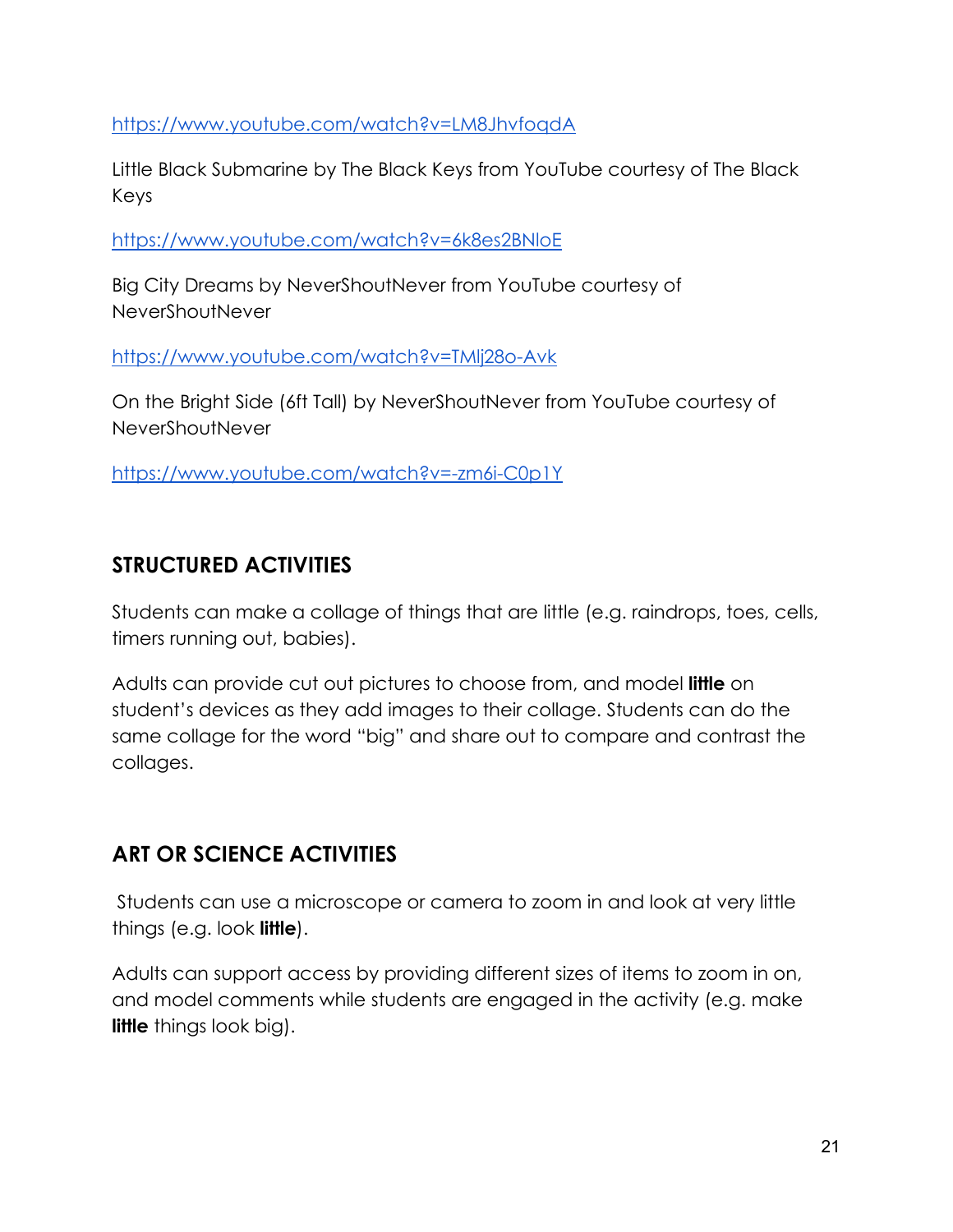https://www.youtube.com/watch?v=LM8JhvfoqdA

Little Black Submarine by The Black Keys from YouTube courtesy of The Black Keys

https://www.youtube.com/watch?v=6k8es2BNloE

Big City Dreams by NeverShoutNever from YouTube courtesy of NeverShoutNever

https://www.youtube.com/watch?v=TMlj28o-Avk

On the Bright Side (6ft Tall) by NeverShoutNever from YouTube courtesy of NeverShoutNever

https://www.youtube.com/watch?v=-zm6i-C0p1Y

## STRUCTURED ACTIVITIES

Students can make a collage of things that are little (e.g. raindrops, toes, cells, timers running out, babies).

Adults can provide cut out pictures to choose from, and model **little** on student's devices as they add images to their collage. Students can do the same collage for the word "big" and share out to compare and contrast the collages.

## ART OR SCIENCE ACTIVITIES

Students can use a microscope or camera to zoom in and look at very little things (e.g. look **little**).

Adults can support access by providing different sizes of items to zoom in on, and model comments while students are engaged in the activity (e.g. make **little** things look big).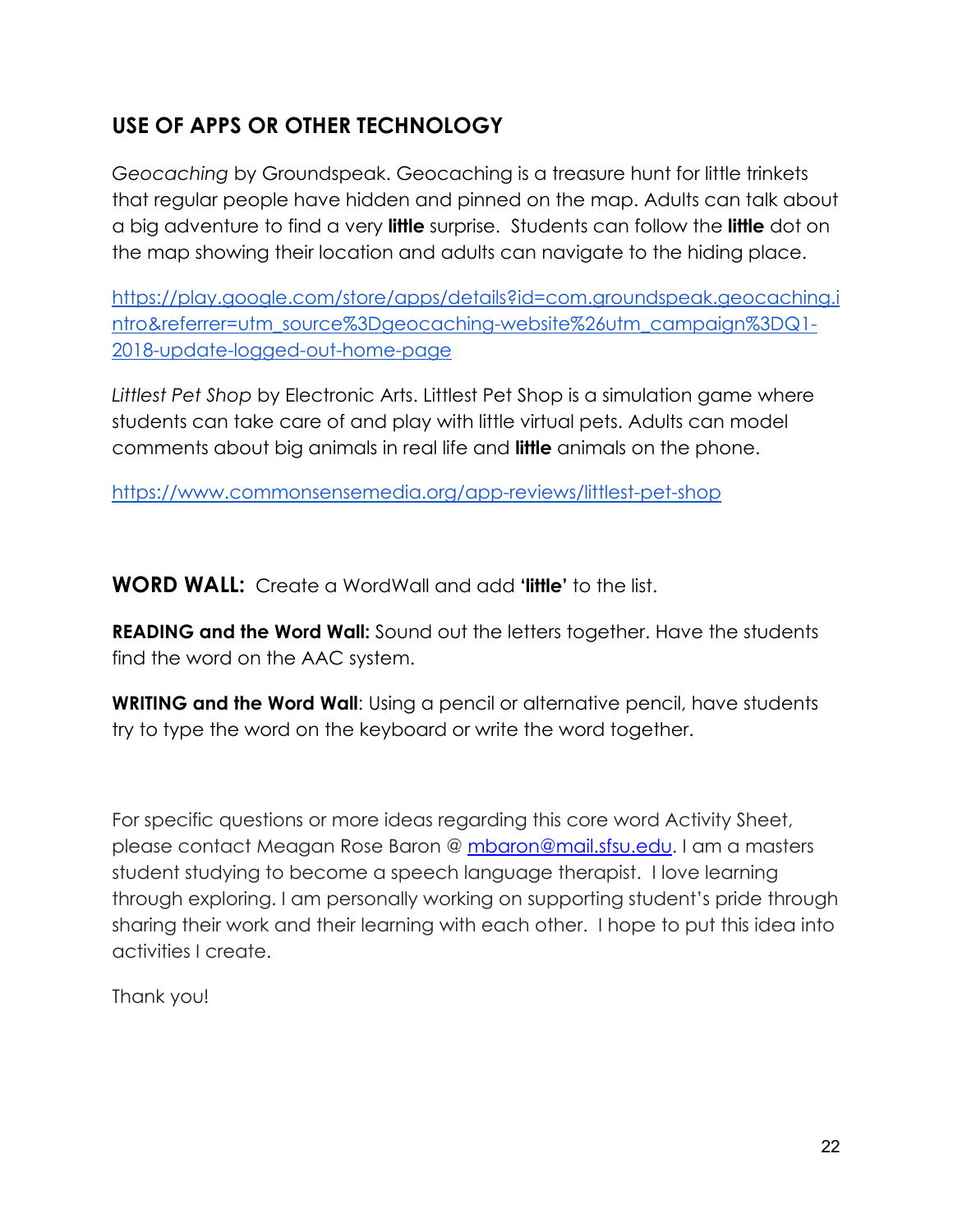## USE OF APPS OR OTHER TECHNOLOGY

*Geocaching* by Groundspeak. Geocaching is a treasure hunt for little trinkets that regular people have hidden and pinned on the map. Adults can talk about a big adventure to find a very **little** surprise. Students can follow the **little** dot on the map showing their location and adults can navigate to the hiding place.

https://play.google.com/store/apps/details?id=com.groundspeak.geocaching.intro&referrer=utm_source%3Dgeocaching-website%26utm_campaign%3DQ1-2018-update-logged-out-home-page

*Littlest Pet Shop* by Electronic Arts. Littlest Pet Shop is a simulation game where students can take care of and play with little virtual pets. Adults can model comments about big animals in real life and **little** animals on the phone.

https://www.commonsensemedia.org/app-reviews/littlest-pet-shop

**WORD WALL:** Create a WordWall and add **'little'** to the list.

**READING and the Word Wall:** Sound out the letters together. Have the students find the word on the AAC system.

**WRITING and the Word Wall**: Using a pencil or alternative pencil, have students try to type the word on the keyboard or write the word together.

For specific questions or more ideas regarding this core word Activity Sheet, please contact Meagan Rose Baron @ mbaron@mail.sfsu.edu. I am a masters student studying to become a speech language therapist. I love learning through exploring. I am personally working on supporting student's pride through sharing their work and their learning with each other. I hope to put this idea into activities I create.

Thank you!